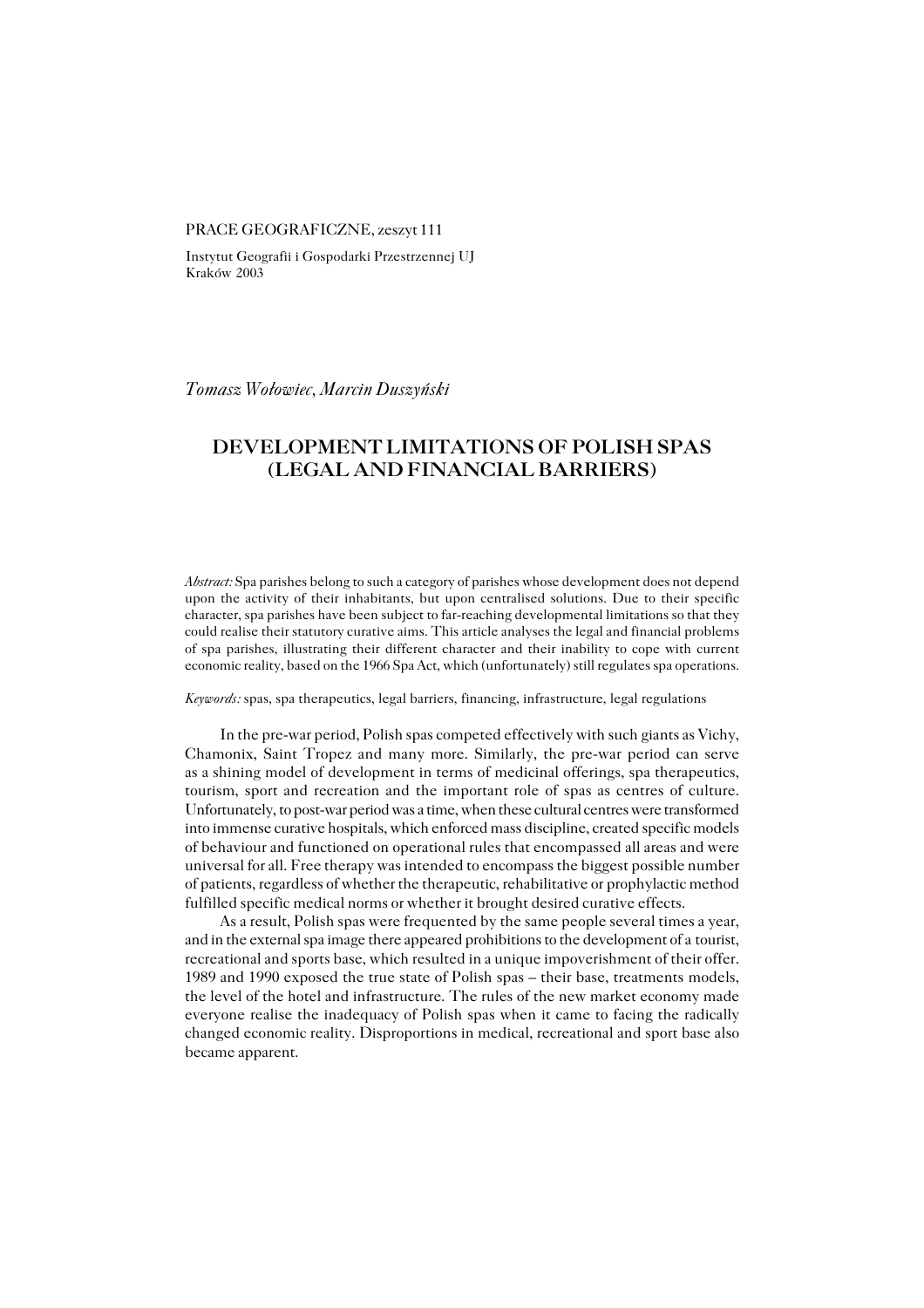PRACE GEOGRAFICZNE, zeszyt 111

Instytut Geografii i Gospodarki Przestrzennej UJ
Kraków 2003

*Tomasz Wołowiec, Marcin Duszyński*

# DEVELOPMENT LIMITATIONS OF POLISH SPAS (LEGAL AND FINANCIAL BARRIERS)

*Abstract:* Spa parishes belong to such a category of parishes whose development does not depend upon the activity of their inhabitants, but upon centralised solutions. Due to their specific character, spa parishes have been subject to far-reaching developmental limitations so that they could realise their statutory curative aims. This article analyses the legal and financial problems of spa parishes, illustrating their different character and their inability to cope with current economic reality, based on the 1966 Spa Act, which (unfortunately) still regulates spa operations.

*Keywords:* spas, spa therapeutics, legal barriers, financing, infrastructure, legal regulations

In the pre-war period, Polish spas competed effectively with such giants as Vichy, Chamonix, Saint Tropez and many more. Similarly, the pre-war period can serve as a shining model of development in terms of medicinal offerings, spa therapeutics, tourism, sport and recreation and the important role of spas as centres of culture. Unfortunately, to post-war period was a time, when these cultural centres were transformed into immense curative hospitals, which enforced mass discipline, created specific models of behaviour and functioned on operational rules that encompassed all areas and were universal for all. Free therapy was intended to encompass the biggest possible number of patients, regardless of whether the therapeutic, rehabilitative or prophylactic method fulfilled specific medical norms or whether it brought desired curative effects.

As a result, Polish spas were frequented by the same people several times a year, and in the external spa image there appeared prohibitions to the development of a tourist, recreational and sports base, which resulted in a unique impoverishment of their offer. 1989 and 1990 exposed the true state of Polish spas – their base, treatments models, the level of the hotel and infrastructure. The rules of the new market economy made everyone realise the inadequacy of Polish spas when it came to facing the radically changed economic reality. Disproportions in medical, recreational and sport base also became apparent.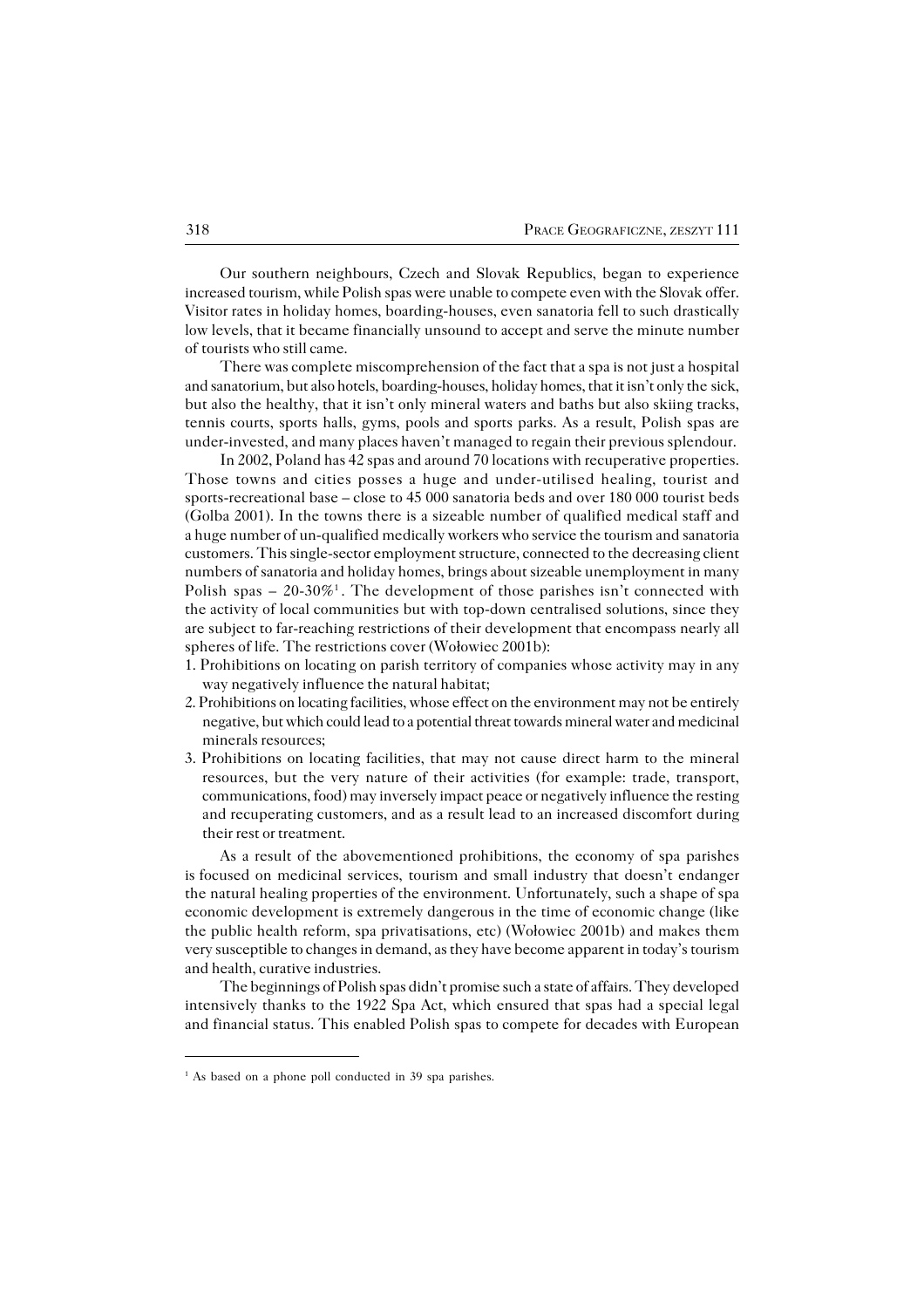Our southern neighbours, Czech and Slovak Republics, began to experience increased tourism, while Polish spas were unable to compete even with the Slovak offer. Visitor rates in holiday homes, boarding-houses, even sanatoria fell to such drastically low levels, that it became financially unsound to accept and serve the minute number of tourists who still came.

There was complete miscomprehension of the fact that a spa is not just a hospital and sanatorium, but also hotels, boarding-houses, holiday homes, that it isn't only the sick, but also the healthy, that it isn't only mineral waters and baths but also skiing tracks, tennis courts, sports halls, gyms, pools and sports parks. As a result, Polish spas are under-invested, and many places haven't managed to regain their previous splendour.

In 2002, Poland has 42 spas and around 70 locations with recuperative properties. Those towns and cities posses a huge and under-utilised healing, tourist and sports-recreational base – close to 45 000 sanatoria beds and over 180 000 tourist beds (Golba 2001). In the towns there is a sizeable number of qualified medical staff and a huge number of un-qualified medically workers who service the tourism and sanatoria customers. This single-sector employment structure, connected to the decreasing client numbers of sanatoria and holiday homes, brings about sizeable unemployment in many Polish spas – 20-30%[1]. The development of those parishes isn't connected with the activity of local communities but with top-down centralised solutions, since they are subject to far-reaching restrictions of their development that encompass nearly all spheres of life. The restrictions cover (Wołowiec 2001b):

1. Prohibitions on locating on parish territory of companies whose activity may in any way negatively influence the natural habitat;
2. Prohibitions on locating facilities, whose effect on the environment may not be entirely negative, but which could lead to a potential threat towards mineral water and medicinal minerals resources;
3. Prohibitions on locating facilities, that may not cause direct harm to the mineral resources, but the very nature of their activities (for example: trade, transport, communications, food) may inversely impact peace or negatively influence the resting and recuperating customers, and as a result lead to an increased discomfort during their rest or treatment.

As a result of the abovementioned prohibitions, the economy of spa parishes is focused on medicinal services, tourism and small industry that doesn't endanger the natural healing properties of the environment. Unfortunately, such a shape of spa economic development is extremely dangerous in the time of economic change (like the public health reform, spa privatisations, etc) (Wołowiec 2001b) and makes them very susceptible to changes in demand, as they have become apparent in today's tourism and health, curative industries.

The beginnings of Polish spas didn't promise such a state of affairs. They developed intensively thanks to the 1922 Spa Act, which ensured that spas had a special legal and financial status. This enabled Polish spas to compete for decades with European

---

[1] As based on a phone poll conducted in 39 spa parishes.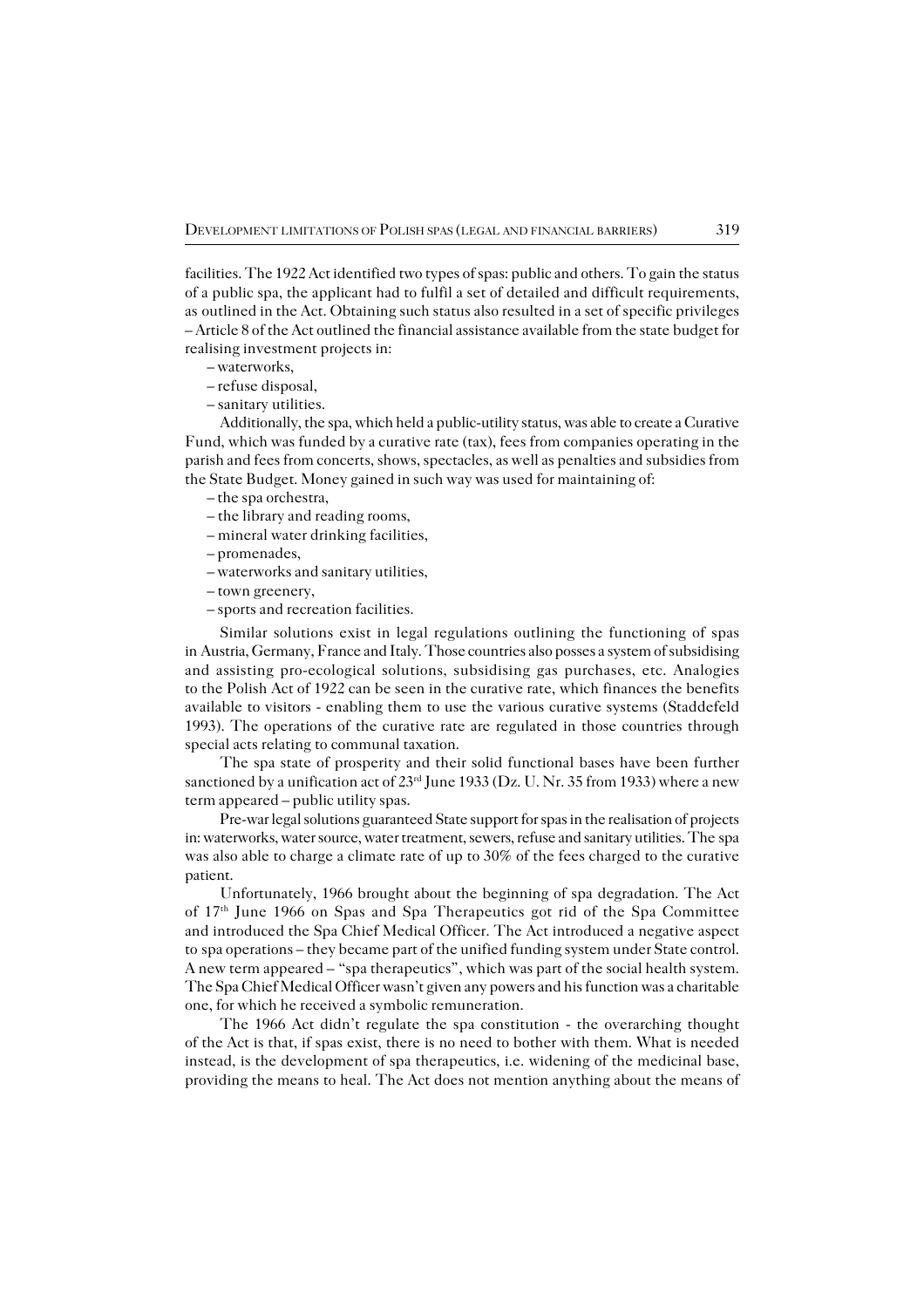facilities. The 1922 Act identified two types of spas: public and others. To gain the status of a public spa, the applicant had to fulfil a set of detailed and difficult requirements, as outlined in the Act. Obtaining such status also resulted in a set of specific privileges – Article 8 of the Act outlined the financial assistance available from the state budget for realising investment projects in:

– waterworks,

– refuse disposal,

– sanitary utilities.

Additionally, the spa, which held a public-utility status, was able to create a Curative Fund, which was funded by a curative rate (tax), fees from companies operating in the parish and fees from concerts, shows, spectacles, as well as penalties and subsidies from the State Budget. Money gained in such way was used for maintaining of:

– the spa orchestra,

– the library and reading rooms,

– mineral water drinking facilities,

– promenades,

– waterworks and sanitary utilities,

– town greenery,

– sports and recreation facilities.

Similar solutions exist in legal regulations outlining the functioning of spas in Austria, Germany, France and Italy. Those countries also posses a system of subsidising and assisting pro-ecological solutions, subsidising gas purchases, etc. Analogies to the Polish Act of 1922 can be seen in the curative rate, which finances the benefits available to visitors - enabling them to use the various curative systems (Staddefeld 1993). The operations of the curative rate are regulated in those countries through special acts relating to communal taxation.

The spa state of prosperity and their solid functional bases have been further sanctioned by a unification act of 23rd June 1933 (Dz. U. Nr. 35 from 1933) where a new term appeared – public utility spas.

Pre-war legal solutions guaranteed State support for spas in the realisation of projects in: waterworks, water source, water treatment, sewers, refuse and sanitary utilities. The spa was also able to charge a climate rate of up to 30% of the fees charged to the curative patient.

Unfortunately, 1966 brought about the beginning of spa degradation. The Act of 17th June 1966 on Spas and Spa Therapeutics got rid of the Spa Committee and introduced the Spa Chief Medical Officer. The Act introduced a negative aspect to spa operations – they became part of the unified funding system under State control. A new term appeared – "spa therapeutics", which was part of the social health system. The Spa Chief Medical Officer wasn't given any powers and his function was a charitable one, for which he received a symbolic remuneration.

The 1966 Act didn't regulate the spa constitution - the overarching thought of the Act is that, if spas exist, there is no need to bother with them. What is needed instead, is the development of spa therapeutics, i.e. widening of the medicinal base, providing the means to heal. The Act does not mention anything about the means of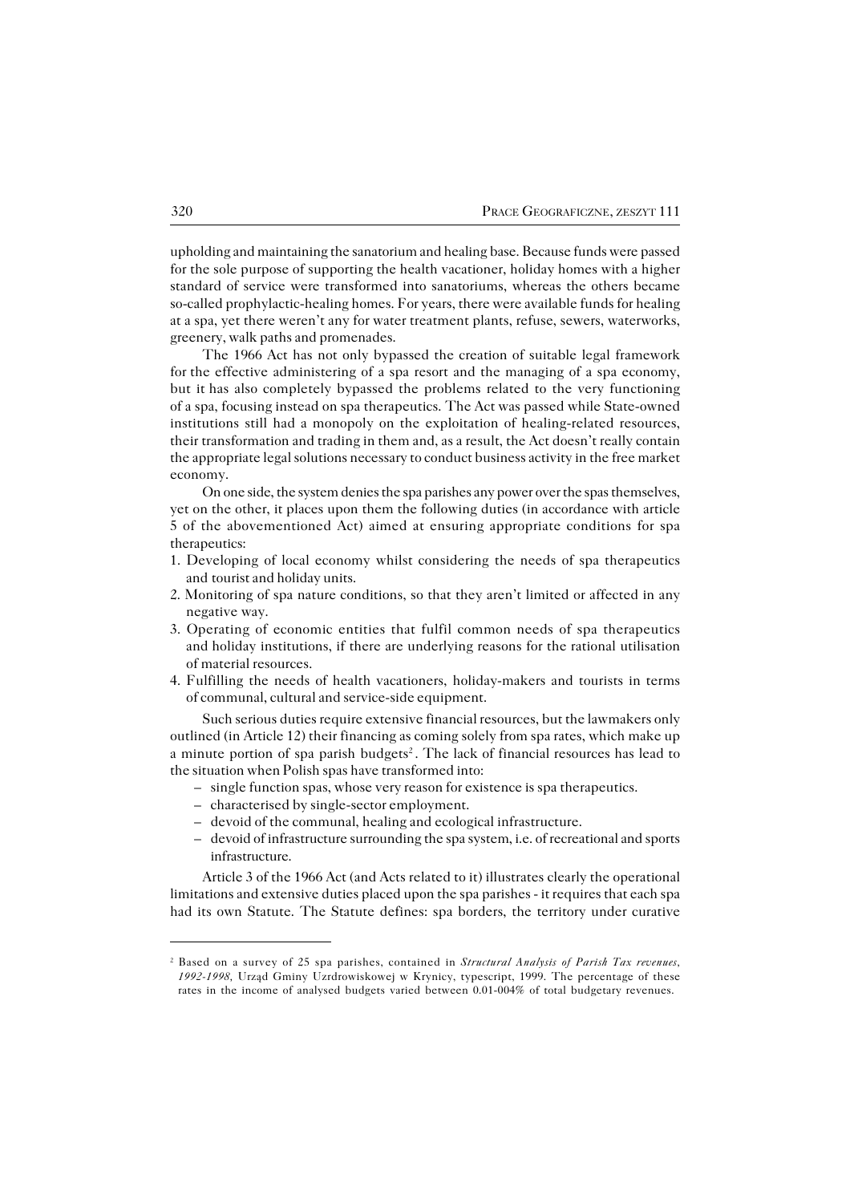upholding and maintaining the sanatorium and healing base. Because funds were passed for the sole purpose of supporting the health vacationer, holiday homes with a higher standard of service were transformed into sanatoriums, whereas the others became so-called prophylactic-healing homes. For years, there were available funds for healing at a spa, yet there weren't any for water treatment plants, refuse, sewers, waterworks, greenery, walk paths and promenades.

The 1966 Act has not only bypassed the creation of suitable legal framework for the effective administering of a spa resort and the managing of a spa economy, but it has also completely bypassed the problems related to the very functioning of a spa, focusing instead on spa therapeutics. The Act was passed while State-owned institutions still had a monopoly on the exploitation of healing-related resources, their transformation and trading in them and, as a result, the Act doesn't really contain the appropriate legal solutions necessary to conduct business activity in the free market economy.

On one side, the system denies the spa parishes any power over the spas themselves, yet on the other, it places upon them the following duties (in accordance with article 5 of the abovementioned Act) aimed at ensuring appropriate conditions for spa therapeutics:

1. Developing of local economy whilst considering the needs of spa therapeutics and tourist and holiday units.
2. Monitoring of spa nature conditions, so that they aren't limited or affected in any negative way.
3. Operating of economic entities that fulfil common needs of spa therapeutics and holiday institutions, if there are underlying reasons for the rational utilisation of material resources.
4. Fulfilling the needs of health vacationers, holiday-makers and tourists in terms of communal, cultural and service-side equipment.

Such serious duties require extensive financial resources, but the lawmakers only outlined (in Article 12) their financing as coming solely from spa rates, which make up a minute portion of spa parish budgets[2]. The lack of financial resources has lead to the situation when Polish spas have transformed into:

- single function spas, whose very reason for existence is spa therapeutics.
- characterised by single-sector employment.
- devoid of the communal, healing and ecological infrastructure.
- devoid of infrastructure surrounding the spa system, i.e. of recreational and sports infrastructure.

Article 3 of the 1966 Act (and Acts related to it) illustrates clearly the operational limitations and extensive duties placed upon the spa parishes - it requires that each spa had its own Statute. The Statute defines: spa borders, the territory under curative

---

[2] Based on a survey of 25 spa parishes, contained in *Structural Analysis of Parish Tax revenues, 1992-1998*, Urząd Gminy Uzdrowiskowej w Krynicy, typescript, 1999. The percentage of these rates in the income of analysed budgets varied between 0.01-004% of total budgetary revenues.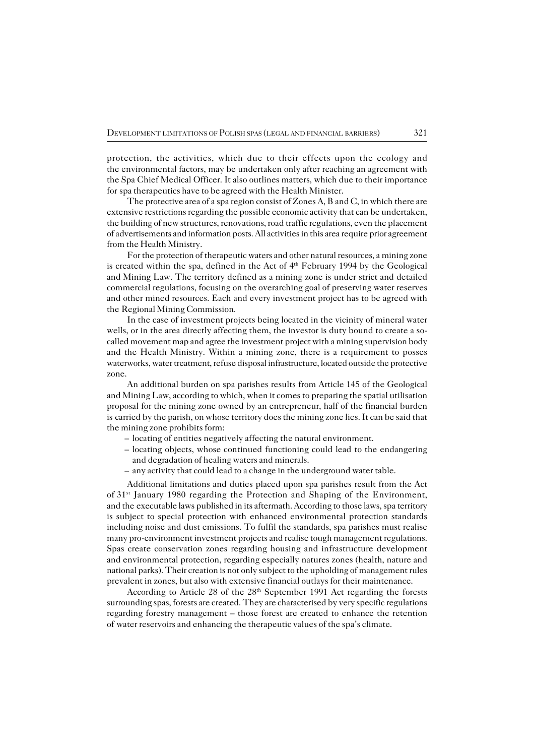protection, the activities, which due to their effects upon the ecology and the environmental factors, may be undertaken only after reaching an agreement with the Spa Chief Medical Officer. It also outlines matters, which due to their importance for spa therapeutics have to be agreed with the Health Minister.

The protective area of a spa region consist of Zones A, B and C, in which there are extensive restrictions regarding the possible economic activity that can be undertaken, the building of new structures, renovations, road traffic regulations, even the placement of advertisements and information posts. All activities in this area require prior agreement from the Health Ministry.

For the protection of therapeutic waters and other natural resources, a mining zone is created within the spa, defined in the Act of 4th February 1994 by the Geological and Mining Law. The territory defined as a mining zone is under strict and detailed commercial regulations, focusing on the overarching goal of preserving water reserves and other mined resources. Each and every investment project has to be agreed with the Regional Mining Commission.

In the case of investment projects being located in the vicinity of mineral water wells, or in the area directly affecting them, the investor is duty bound to create a so-called movement map and agree the investment project with a mining supervision body and the Health Ministry. Within a mining zone, there is a requirement to posses waterworks, water treatment, refuse disposal infrastructure, located outside the protective zone.

An additional burden on spa parishes results from Article 145 of the Geological and Mining Law, according to which, when it comes to preparing the spatial utilisation proposal for the mining zone owned by an entrepreneur, half of the financial burden is carried by the parish, on whose territory does the mining zone lies. It can be said that the mining zone prohibits form:

- locating of entities negatively affecting the natural environment.
- locating objects, whose continued functioning could lead to the endangering and degradation of healing waters and minerals.
- any activity that could lead to a change in the underground water table.

Additional limitations and duties placed upon spa parishes result from the Act of 31st January 1980 regarding the Protection and Shaping of the Environment, and the executable laws published in its aftermath. According to those laws, spa territory is subject to special protection with enhanced environmental protection standards including noise and dust emissions. To fulfil the standards, spa parishes must realise many pro-environment investment projects and realise tough management regulations. Spas create conservation zones regarding housing and infrastructure development and environmental protection, regarding especially natures zones (health, nature and national parks). Their creation is not only subject to the upholding of management rules prevalent in zones, but also with extensive financial outlays for their maintenance.

According to Article 28 of the 28th September 1991 Act regarding the forests surrounding spas, forests are created. They are characterised by very specific regulations regarding forestry management – those forest are created to enhance the retention of water reservoirs and enhancing the therapeutic values of the spa's climate.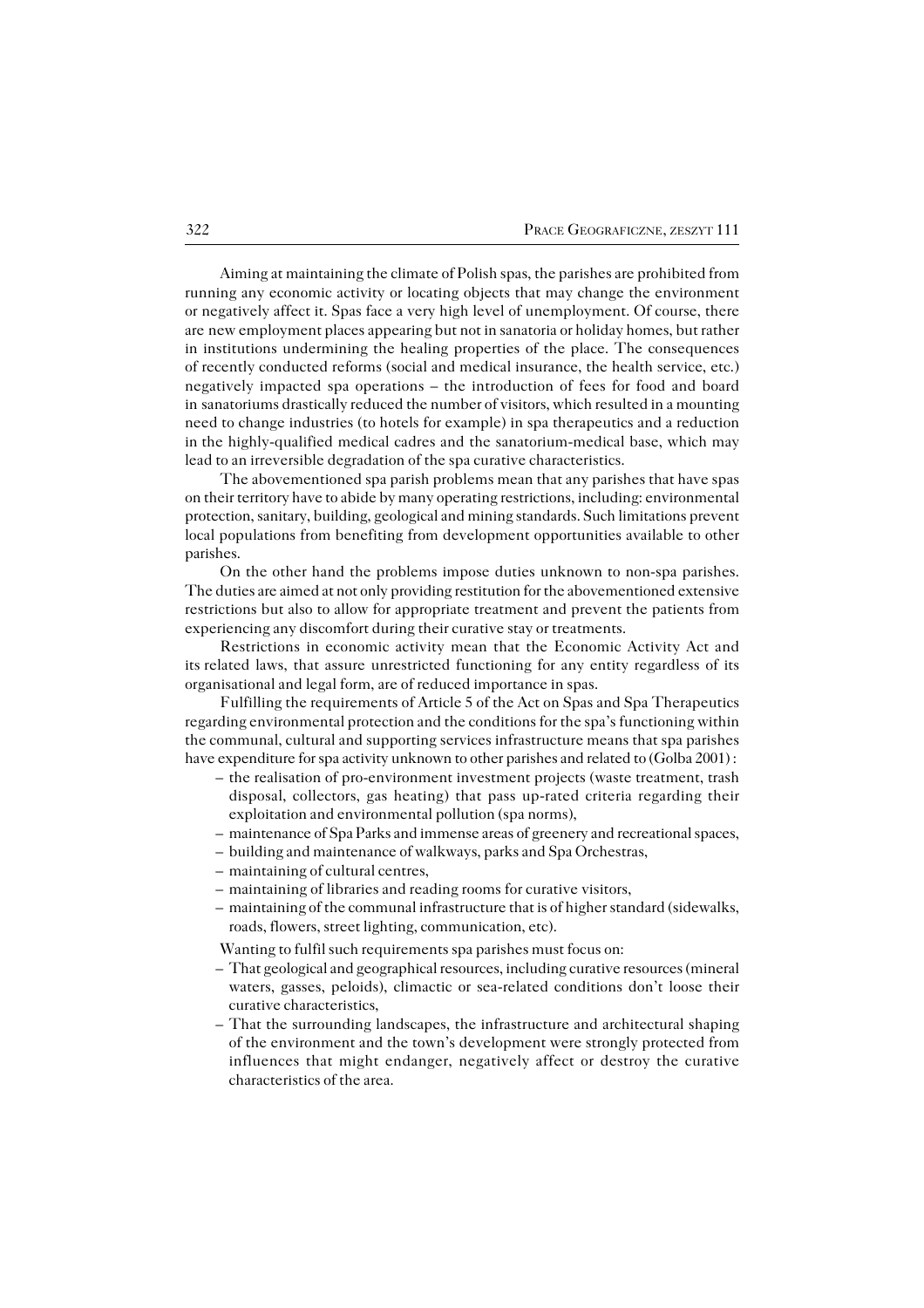Aiming at maintaining the climate of Polish spas, the parishes are prohibited from running any economic activity or locating objects that may change the environment or negatively affect it. Spas face a very high level of unemployment. Of course, there are new employment places appearing but not in sanatoria or holiday homes, but rather in institutions undermining the healing properties of the place. The consequences of recently conducted reforms (social and medical insurance, the health service, etc.) negatively impacted spa operations – the introduction of fees for food and board in sanatoriums drastically reduced the number of visitors, which resulted in a mounting need to change industries (to hotels for example) in spa therapeutics and a reduction in the highly-qualified medical cadres and the sanatorium-medical base, which may lead to an irreversible degradation of the spa curative characteristics.

The abovementioned spa parish problems mean that any parishes that have spas on their territory have to abide by many operating restrictions, including: environmental protection, sanitary, building, geological and mining standards. Such limitations prevent local populations from benefiting from development opportunities available to other parishes.

On the other hand the problems impose duties unknown to non-spa parishes. The duties are aimed at not only providing restitution for the abovementioned extensive restrictions but also to allow for appropriate treatment and prevent the patients from experiencing any discomfort during their curative stay or treatments.

Restrictions in economic activity mean that the Economic Activity Act and its related laws, that assure unrestricted functioning for any entity regardless of its organisational and legal form, are of reduced importance in spas.

Fulfilling the requirements of Article 5 of the Act on Spas and Spa Therapeutics regarding environmental protection and the conditions for the spa's functioning within the communal, cultural and supporting services infrastructure means that spa parishes have expenditure for spa activity unknown to other parishes and related to (Golba 2001) :

- the realisation of pro-environment investment projects (waste treatment, trash disposal, collectors, gas heating) that pass up-rated criteria regarding their exploitation and environmental pollution (spa norms),
- maintenance of Spa Parks and immense areas of greenery and recreational spaces,
- building and maintenance of walkways, parks and Spa Orchestras,
- maintaining of cultural centres,
- maintaining of libraries and reading rooms for curative visitors,
- maintaining of the communal infrastructure that is of higher standard (sidewalks, roads, flowers, street lighting, communication, etc).

Wanting to fulfil such requirements spa parishes must focus on:

- That geological and geographical resources, including curative resources (mineral waters, gasses, peloids), climactic or sea-related conditions don't loose their curative characteristics,
- That the surrounding landscapes, the infrastructure and architectural shaping of the environment and the town's development were strongly protected from influences that might endanger, negatively affect or destroy the curative characteristics of the area.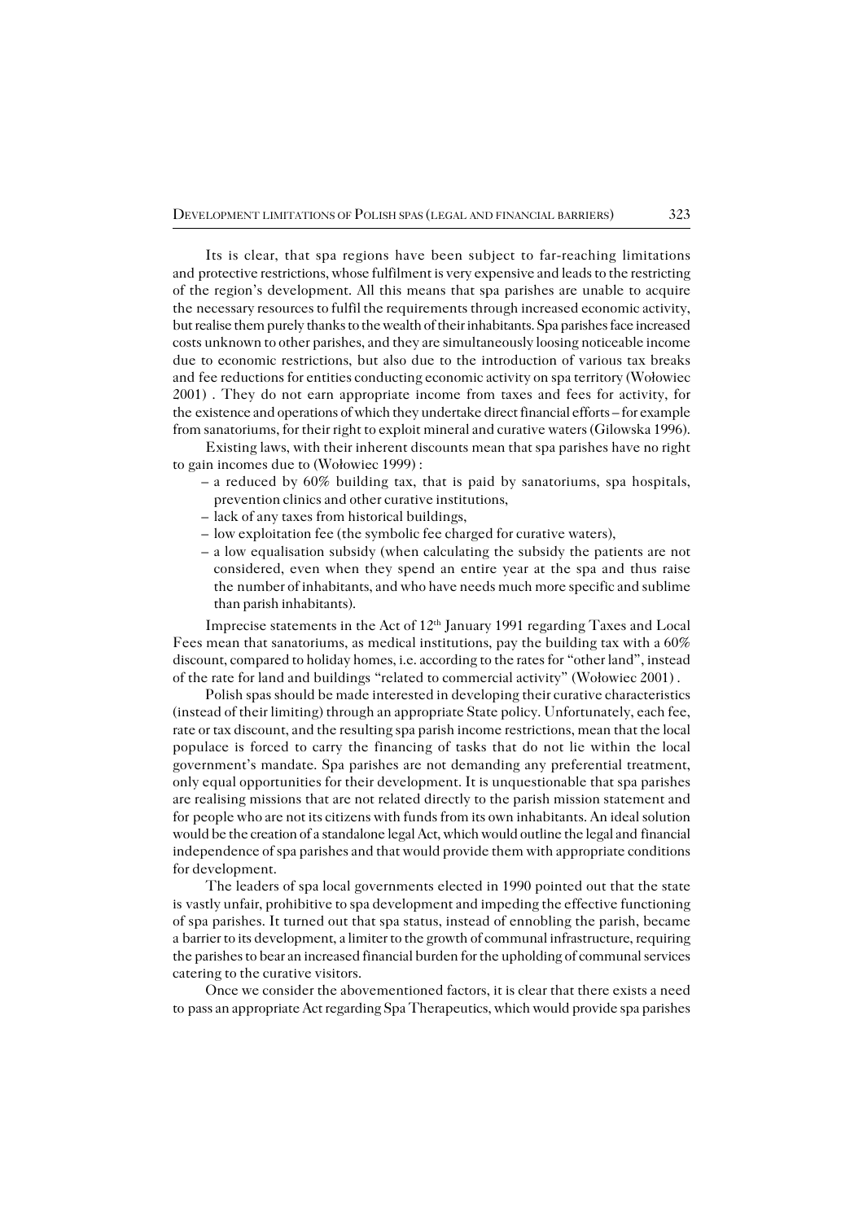Its is clear, that spa regions have been subject to far-reaching limitations and protective restrictions, whose fulfilment is very expensive and leads to the restricting of the region's development. All this means that spa parishes are unable to acquire the necessary resources to fulfil the requirements through increased economic activity, but realise them purely thanks to the wealth of their inhabitants. Spa parishes face increased costs unknown to other parishes, and they are simultaneously loosing noticeable income due to economic restrictions, but also due to the introduction of various tax breaks and fee reductions for entities conducting economic activity on spa territory (Wołowiec 2001) . They do not earn appropriate income from taxes and fees for activity, for the existence and operations of which they undertake direct financial efforts – for example from sanatoriums, for their right to exploit mineral and curative waters (Gilowska 1996).

Existing laws, with their inherent discounts mean that spa parishes have no right to gain incomes due to (Wołowiec 1999) :

- a reduced by 60% building tax, that is paid by sanatoriums, spa hospitals, prevention clinics and other curative institutions,
- lack of any taxes from historical buildings,
- low exploitation fee (the symbolic fee charged for curative waters),
- a low equalisation subsidy (when calculating the subsidy the patients are not considered, even when they spend an entire year at the spa and thus raise the number of inhabitants, and who have needs much more specific and sublime than parish inhabitants).

Imprecise statements in the Act of 12th January 1991 regarding Taxes and Local Fees mean that sanatoriums, as medical institutions, pay the building tax with a 60% discount, compared to holiday homes, i.e. according to the rates for "other land", instead of the rate for land and buildings "related to commercial activity" (Wołowiec 2001) .

Polish spas should be made interested in developing their curative characteristics (instead of their limiting) through an appropriate State policy. Unfortunately, each fee, rate or tax discount, and the resulting spa parish income restrictions, mean that the local populace is forced to carry the financing of tasks that do not lie within the local government's mandate. Spa parishes are not demanding any preferential treatment, only equal opportunities for their development. It is unquestionable that spa parishes are realising missions that are not related directly to the parish mission statement and for people who are not its citizens with funds from its own inhabitants. An ideal solution would be the creation of a standalone legal Act, which would outline the legal and financial independence of spa parishes and that would provide them with appropriate conditions for development.

The leaders of spa local governments elected in 1990 pointed out that the state is vastly unfair, prohibitive to spa development and impeding the effective functioning of spa parishes. It turned out that spa status, instead of ennobling the parish, became a barrier to its development, a limiter to the growth of communal infrastructure, requiring the parishes to bear an increased financial burden for the upholding of communal services catering to the curative visitors.

Once we consider the abovementioned factors, it is clear that there exists a need to pass an appropriate Act regarding Spa Therapeutics, which would provide spa parishes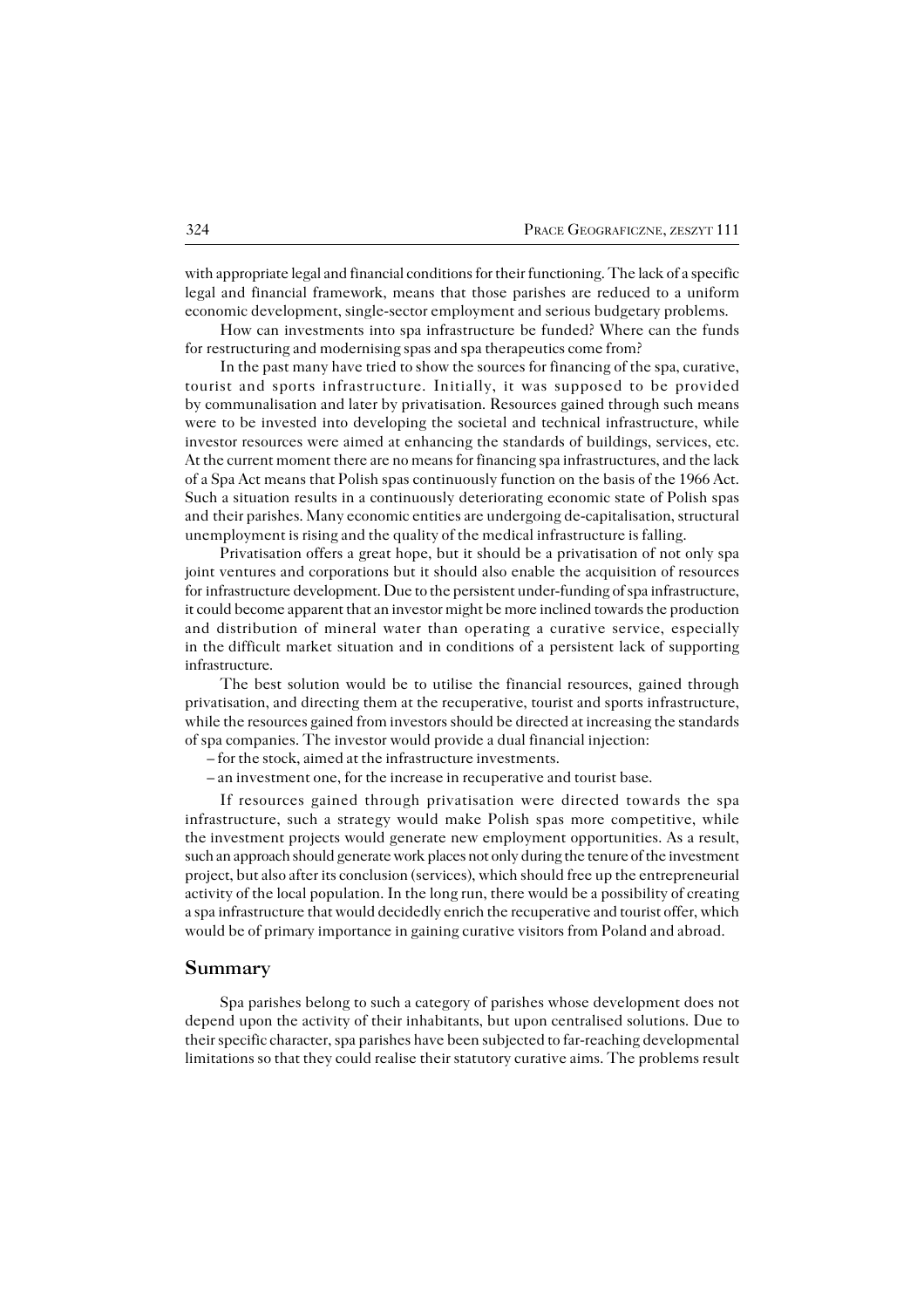with appropriate legal and financial conditions for their functioning. The lack of a specific legal and financial framework, means that those parishes are reduced to a uniform economic development, single-sector employment and serious budgetary problems.

How can investments into spa infrastructure be funded? Where can the funds for restructuring and modernising spas and spa therapeutics come from?

In the past many have tried to show the sources for financing of the spa, curative, tourist and sports infrastructure. Initially, it was supposed to be provided by communalisation and later by privatisation. Resources gained through such means were to be invested into developing the societal and technical infrastructure, while investor resources were aimed at enhancing the standards of buildings, services, etc. At the current moment there are no means for financing spa infrastructures, and the lack of a Spa Act means that Polish spas continuously function on the basis of the 1966 Act. Such a situation results in a continuously deteriorating economic state of Polish spas and their parishes. Many economic entities are undergoing de-capitalisation, structural unemployment is rising and the quality of the medical infrastructure is falling.

Privatisation offers a great hope, but it should be a privatisation of not only spa joint ventures and corporations but it should also enable the acquisition of resources for infrastructure development. Due to the persistent under-funding of spa infrastructure, it could become apparent that an investor might be more inclined towards the production and distribution of mineral water than operating a curative service, especially in the difficult market situation and in conditions of a persistent lack of supporting infrastructure.

The best solution would be to utilise the financial resources, gained through privatisation, and directing them at the recuperative, tourist and sports infrastructure, while the resources gained from investors should be directed at increasing the standards of spa companies. The investor would provide a dual financial injection:

– for the stock, aimed at the infrastructure investments.

– an investment one, for the increase in recuperative and tourist base.

If resources gained through privatisation were directed towards the spa infrastructure, such a strategy would make Polish spas more competitive, while the investment projects would generate new employment opportunities. As a result, such an approach should generate work places not only during the tenure of the investment project, but also after its conclusion (services), which should free up the entrepreneurial activity of the local population. In the long run, there would be a possibility of creating a spa infrastructure that would decidedly enrich the recuperative and tourist offer, which would be of primary importance in gaining curative visitors from Poland and abroad.

## Summary

Spa parishes belong to such a category of parishes whose development does not depend upon the activity of their inhabitants, but upon centralised solutions. Due to their specific character, spa parishes have been subjected to far-reaching developmental limitations so that they could realise their statutory curative aims. The problems result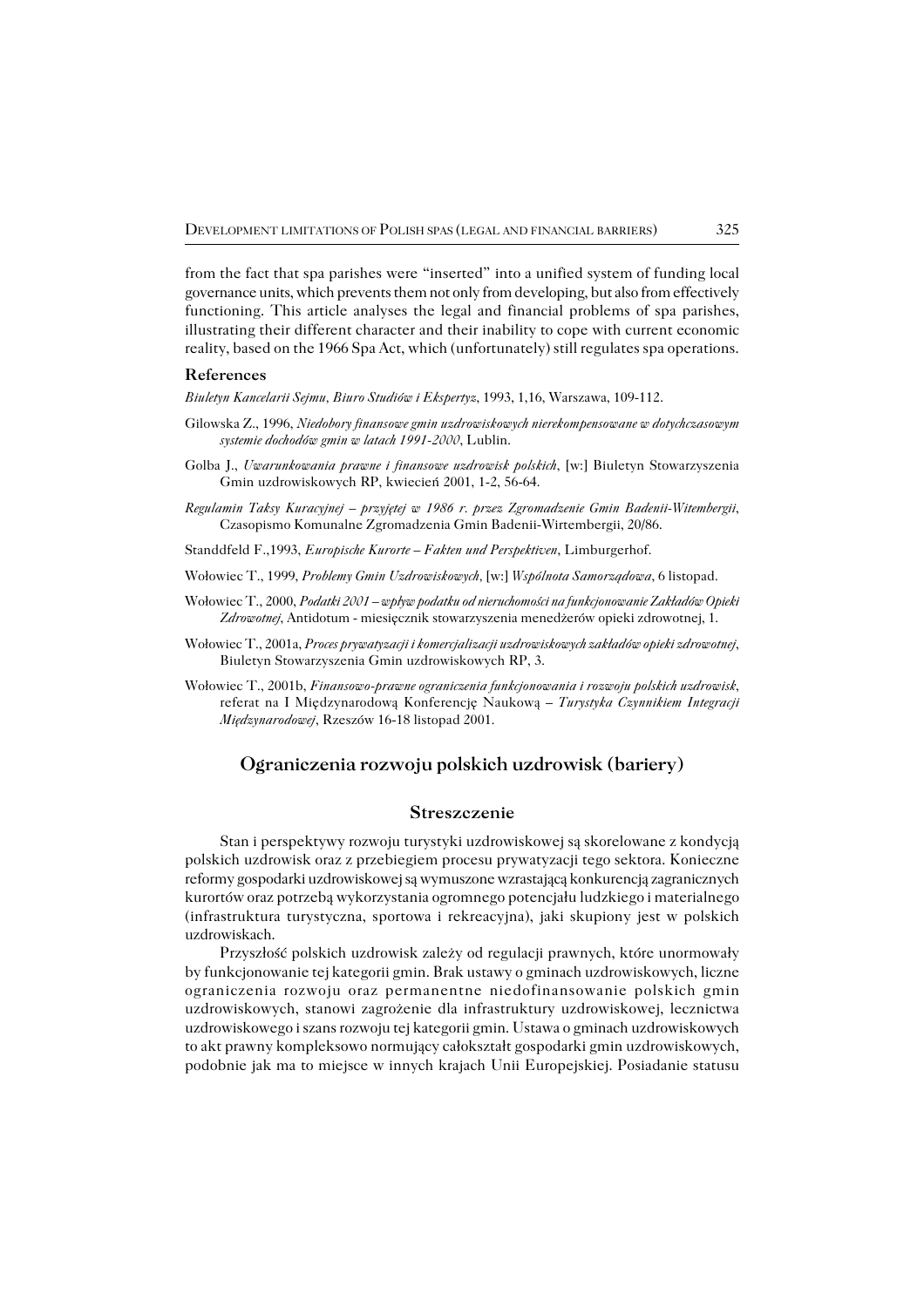from the fact that spa parishes were "inserted" into a unified system of funding local governance units, which prevents them not only from developing, but also from effectively functioning. This article analyses the legal and financial problems of spa parishes, illustrating their different character and their inability to cope with current economic reality, based on the 1966 Spa Act, which (unfortunately) still regulates spa operations.

### References

*Biuletyn Kancelarii Sejmu*, *Biuro Studiów i Ekspertyz*, 1993, 1,16, Warszawa, 109-112.

Gilowska Z., 1996, *Niedobory finansowe gmin uzdrowiskowych nierekompensowane w dotychczasowym systemie dochodów gmin w latach 1991-2000*, Lublin.

Golba J., *Uwarunkowania prawne i finansowe uzdrowisk polskich*, [w:] Biuletyn Stowarzyszenia Gmin uzdrowiskowych RP, kwiecień 2001, 1-2, 56-64.

*Regulamin Taksy Kuracyjnej – przyjętej w 1986 r. przez Zgromadzenie Gmin Badenii-Witembergii*, Czasopismo Komunalne Zgromadzenia Gmin Badenii-Wirtembergii, 20/86.

Standdfeld F.,1993, *Europische Kurorte – Fakten und Perspektiven*, Limburgerhof.

Wołowiec T., 1999, *Problemy Gmin Uzdrowiskowych*, [w:] *Wspólnota Samorządowa*, 6 listopad.

Wołowiec T., 2000, *Podatki 2001 – wpływ podatku od nieruchomości na funkcjonowanie Zakładów Opieki Zdrowotnej*, Antidotum - miesięcznik stowarzyszenia menedżerów opieki zdrowotnej, 1.

Wołowiec T., 2001a, *Proces prywatyzacji i komercjalizacji uzdrowiskowych zakładów opieki zdrowotnej*, Biuletyn Stowarzyszenia Gmin uzdrowiskowych RP, 3.

Wołowiec T., 2001b, *Finansowo-prawne ograniczenia funkcjonowania i rozwoju polskich uzdrowisk*, referat na I Międzynarodową Konferencję Naukową – *Turystyka Czynnikiem Integracji Międzynarodowej*, Rzeszów 16-18 listopad 2001.

## Ograniczenia rozwoju polskich uzdrowisk (bariery)

### Streszczenie

Stan i perspektywy rozwoju turystyki uzdrowiskowej są skorelowane z kondycją polskich uzdrowisk oraz z przebiegiem procesu prywatyzacji tego sektora. Konieczne reformy gospodarki uzdrowiskowej są wymuszone wzrastającą konkurencją zagranicznych kurortów oraz potrzebą wykorzystania ogromnego potencjału ludzkiego i materialnego (infrastruktura turystyczna, sportowa i rekreacyjna), jaki skupiony jest w polskich uzdrowiskach.

Przyszłość polskich uzdrowisk zależy od regulacji prawnych, które unormowały by funkcjonowanie tej kategorii gmin. Brak ustawy o gminach uzdrowiskowych, liczne ograniczenia rozwoju oraz permanentne niedofinansowanie polskich gmin uzdrowiskowych, stanowi zagrożenie dla infrastruktury uzdrowiskowej, lecznictwa uzdrowiskowego i szans rozwoju tej kategorii gmin. Ustawa o gminach uzdrowiskowych to akt prawny kompleksowo normujący całokształt gospodarki gmin uzdrowiskowych, podobnie jak ma to miejsce w innych krajach Unii Europejskiej. Posiadanie statusu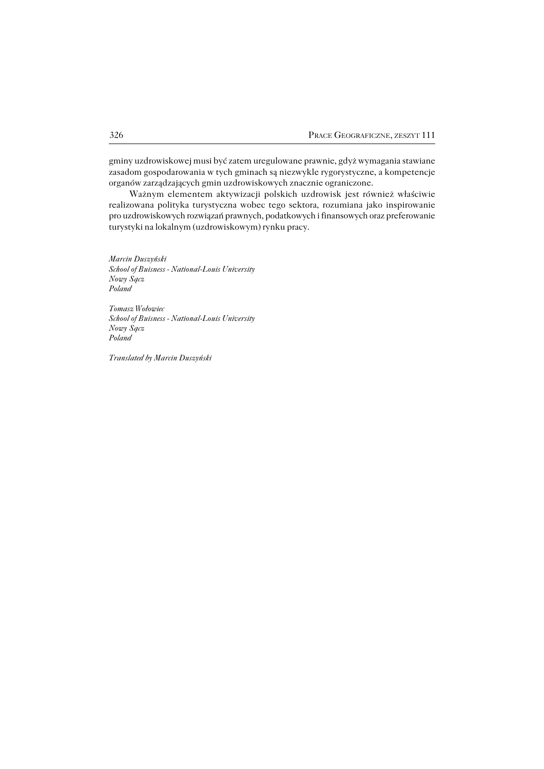gminy uzdrowiskowej musi być zatem uregulowane prawnie, gdyż wymagania stawiane zasadom gospodarowania w tych gminach są niezwykle rygorystyczne, a kompetencje organów zarządzających gmin uzdrowiskowych znacznie ograniczone.

Ważnym elementem aktywizacji polskich uzdrowisk jest również właściwie realizowana polityka turystyczna wobec tego sektora, rozumiana jako inspirowanie pro uzdrowiskowych rozwiązań prawnych, podatkowych i finansowych oraz preferowanie turystyki na lokalnym (uzdrowiskowym) rynku pracy.

*Marcin Duszyński*
*School of Buisness - National-Louis University*
*Nowy Sącz*
*Poland*

*Tomasz Wołowiec*
*School of Buisness - National-Louis University*
*Nowy Sącz*
*Poland*

*Translated by Marcin Duszyński*